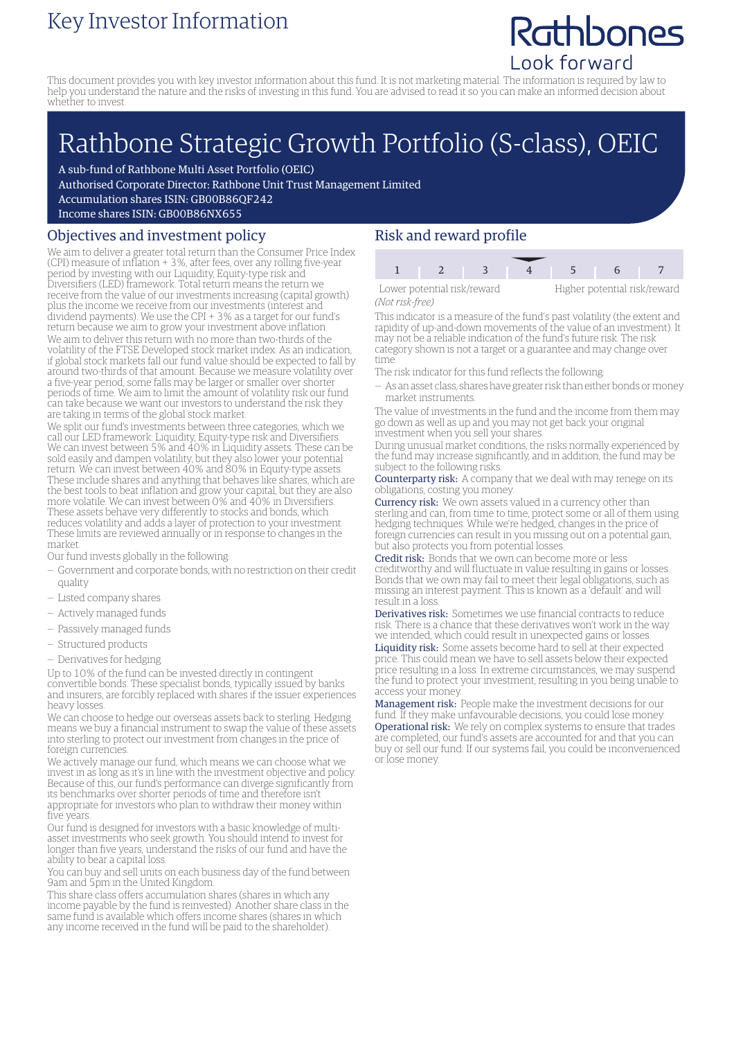# Key Investor Information

Rathbones
Look forward

This document provides you with key investor information about this fund. It is not marketing material. The information is required by law to help you understand the nature and the risks of investing in this fund. You are advised to read it so you can make an informed decision about whether to invest.

# Rathbone Strategic Growth Portfolio (S-class), OEIC

A sub-fund of Rathbone Multi Asset Portfolio (OEIC)
Authorised Corporate Director: Rathbone Unit Trust Management Limited
Accumulation shares ISIN: GB00B86QF242
Income shares ISIN: GB00B86NX655

## Objectives and investment policy

We aim to deliver a greater total return than the Consumer Price Index (CPI) measure of inflation + 3%, after fees, over any rolling five-year period by investing with our Liquidity, Equity-type risk and Diversifiers (LED) framework. Total return means the return we receive from the value of our investments increasing (capital growth) plus the income we receive from our investments (interest and dividend payments). We use the CPI + 3% as a target for our fund's return because we aim to grow your investment above inflation.

We aim to deliver this return with no more than two-thirds of the volatility of the FTSE Developed stock market index. As an indication, if global stock markets fall our fund value should be expected to fall by around two-thirds of that amount. Because we measure volatility over a five-year period, some falls may be larger or smaller over shorter periods of time. We aim to limit the amount of volatility risk our fund can take because we want our investors to understand the risk they are taking in terms of the global stock market.

We split our fund's investments between three categories, which we call our LED framework: Liquidity, Equity-type risk and Diversifiers. We can invest between 5% and 40% in Liquidity assets. These can be sold easily and dampen volatility, but they also lower your potential return. We can invest between 40% and 80% in Equity-type assets. These include shares and anything that behaves like shares, which are the best tools to beat inflation and grow your capital, but they are also more volatile. We can invest between 0% and 40% in Diversifiers. These assets behave very differently to stocks and bonds, which reduces volatility and adds a layer of protection to your investment. These limits are reviewed annually or in response to changes in the market.

Our fund invests globally in the following:

- Government and corporate bonds, with no restriction on their credit quality
- Listed company shares
- Actively managed funds
- Passively managed funds
- Structured products
- Derivatives for hedging

Up to 10% of the fund can be invested directly in contingent convertible bonds. These specialist bonds, typically issued by banks and insurers, are forcibly replaced with shares if the issuer experiences heavy losses.

We can choose to hedge our overseas assets back to sterling. Hedging means we buy a financial instrument to swap the value of these assets into sterling to protect our investment from changes in the price of foreign currencies.

We actively manage our fund, which means we can choose what we invest in as long as it's in line with the investment objective and policy. Because of this, our fund's performance can diverge significantly from its benchmarks over shorter periods of time and therefore isn't appropriate for investors who plan to withdraw their money within five years.

Our fund is designed for investors with a basic knowledge of multi-asset investments who seek growth. You should intend to invest for longer than five years, understand the risks of our fund and have the ability to bear a capital loss.

You can buy and sell units on each business day of the fund between 9am and 5pm in the United Kingdom.

This share class offers accumulation shares (shares in which any income payable by the fund is reinvested). Another share class in the same fund is available which offers income shares (shares in which any income received in the fund will be paid to the shareholder).

## Risk and reward profile

| 1 | 2 | 3 | 4 | 5 | 6 | 7 |
|---|---|---|---|---|---|---|

Lower potential risk/reward — Higher potential risk/reward
*(Not risk-free)*

This indicator is a measure of the fund's past volatility (the extent and rapidity of up-and-down movements of the value of an investment). It may not be a reliable indication of the fund's future risk. The risk category shown is not a target or a guarantee and may change over time.

The risk indicator for this fund reflects the following:

- As an asset class, shares have greater risk than either bonds or money market instruments.

The value of investments in the fund and the income from them may go down as well as up and you may not get back your original investment when you sell your shares.

During unusual market conditions, the risks normally experienced by the fund may increase significantly, and in addition, the fund may be subject to the following risks:

**Counterparty risk:** A company that we deal with may renege on its obligations, costing you money.

**Currency risk:** We own assets valued in a currency other than sterling and can, from time to time, protect some or all of them using hedging techniques. While we're hedged, changes in the price of foreign currencies can result in you missing out on a potential gain, but also protects you from potential losses.

**Credit risk:** Bonds that we own can become more or less creditworthy and will fluctuate in value resulting in gains or losses. Bonds that we own may fail to meet their legal obligations, such as missing an interest payment. This is known as a 'default' and will result in a loss.

**Derivatives risk:** Sometimes we use financial contracts to reduce risk. There is a chance that these derivatives won't work in the way we intended, which could result in unexpected gains or losses.

**Liquidity risk:** Some assets become hard to sell at their expected price. This could mean we have to sell assets below their expected price resulting in a loss. In extreme circumstances, we may suspend the fund to protect your investment, resulting in you being unable to access your money.

**Management risk:** People make the investment decisions for our fund. If they make unfavourable decisions, you could lose money.

**Operational risk:** We rely on complex systems to ensure that trades are completed, our fund's assets are accounted for and that you can buy or sell our fund. If our systems fail, you could be inconvenienced or lose money.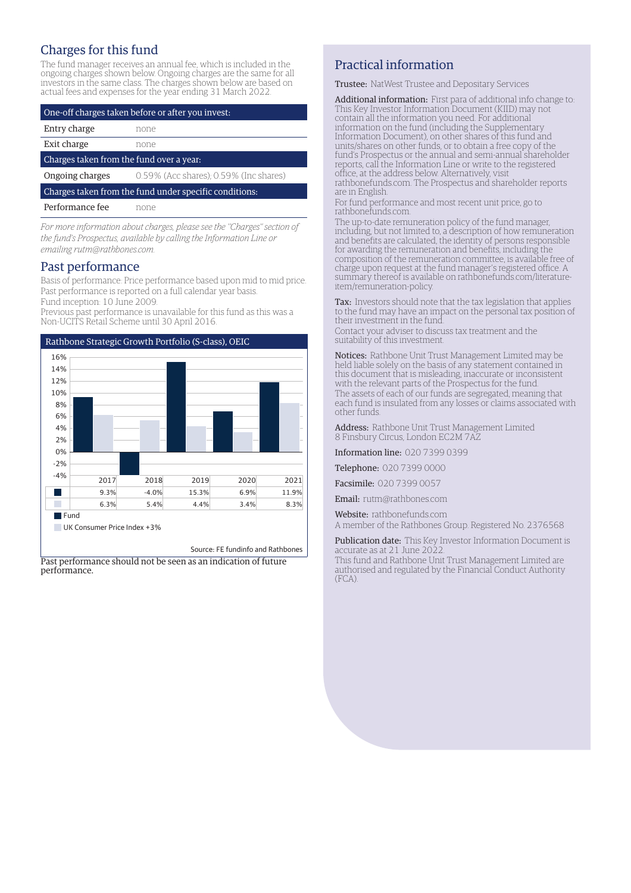## Charges for this fund

The fund manager receives an annual fee, which is included in the ongoing charges shown below. Ongoing charges are the same for all investors in the same class. The charges shown below are based on actual fees and expenses for the year ending 31 March 2022.

| One-off charges taken before or after you invest: | |
|---|---|
| Entry charge | none |
| Exit charge | none |
| **Charges taken from the fund over a year:** | |
| Ongoing charges | 0.59% (Acc shares); 0.59% (Inc shares) |
| **Charges taken from the fund under specific conditions:** | |
| Performance fee | none |

*For more information about charges, please see the "Charges" section of the fund's Prospectus, available by calling the Information Line or emailing rutm@rathbones.com.*

## Past performance

Basis of performance: Price performance based upon mid to mid price.
Past performance is reported on a full calendar year basis.
Fund inception: 10 June 2009.
Previous past performance is unavailable for this fund as this was a Non-UCITS Retail Scheme until 30 April 2016.

Rathbone Strategic Growth Portfolio (S-class), OEIC

16%
14%
12%
10%
8%
6%
4%
2%
0%
-2%
-4%

2017 2018 2019 2020 2021

Fund: 9.3% -4.0% 15.3% 6.9% 11.9%

UK Consumer Price Index +3%: 6.3% 5.4% 4.4% 3.4% 8.3%

Source: FE fundinfo and Rathbones

Past performance should not be seen as an indication of future performance.

## Practical information

**Trustee:** NatWest Trustee and Depositary Services

**Additional information:** First para of additional info change to: This Key Investor Information Document (KIID) may not contain all the information you need. For additional information on the fund (including the Supplementary Information Document), on other shares of this fund and units/shares on other funds, or to obtain a free copy of the fund's Prospectus or the annual and semi-annual shareholder reports, call the Information Line or write to the registered office, at the address below. Alternatively, visit rathbonefunds.com. The Prospectus and shareholder reports are in English.

For fund performance and most recent unit price, go to rathbonefunds.com.

The up-to-date remuneration policy of the fund manager, including, but not limited to, a description of how remuneration and benefits are calculated, the identity of persons responsible for awarding the remuneration and benefits, including the composition of the remuneration committee, is available free of charge upon request at the fund manager's registered office. A summary thereof is available on rathbonefunds.com/literature-item/remuneration-policy.

**Tax:** Investors should note that the tax legislation that applies to the fund may have an impact on the personal tax position of their investment in the fund.

Contact your adviser to discuss tax treatment and the suitability of this investment.

**Notices:** Rathbone Unit Trust Management Limited may be held liable solely on the basis of any statement contained in this document that is misleading, inaccurate or inconsistent with the relevant parts of the Prospectus for the fund.

The assets of each of our funds are segregated, meaning that each fund is insulated from any losses or claims associated with other funds.

**Address:** Rathbone Unit Trust Management Limited
8 Finsbury Circus, London EC2M 7AZ

**Information line:** 020 7399 0399

**Telephone:** 020 7399 0000

**Facsimile:** 020 7399 0057

**Email:** rutm@rathbones.com

**Website:** rathbonefunds.com

A member of the Rathbones Group. Registered No. 2376568

**Publication date:** This Key Investor Information Document is accurate as at 21 June 2022.

This fund and Rathbone Unit Trust Management Limited are authorised and regulated by the Financial Conduct Authority (FCA).